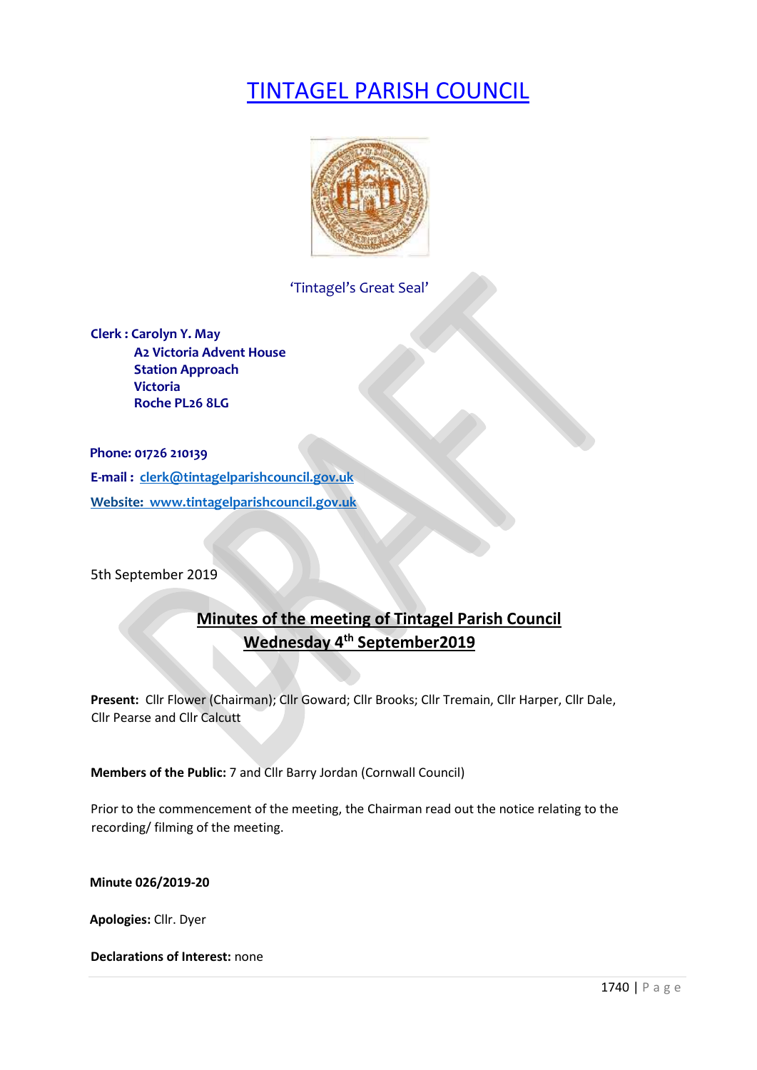# TINTAGEL PARISH COUNCIL

'Tintagel's Great Seal'

**Clerk : Carolyn Y. May**
**A2 Victoria Advent House**
**Station Approach**
**Victoria**
**Roche PL26 8LG**

**Phone: 01726 210139**

**E-mail : clerk@tintagelparishcouncil.gov.uk**

**Website: www.tintagelparishcouncil.gov.uk**

5th September 2019

## Minutes of the meeting of Tintagel Parish Council
## Wednesday 4th September2019

**Present:** Cllr Flower (Chairman); Cllr Goward; Cllr Brooks; Cllr Tremain, Cllr Harper, Cllr Dale, Cllr Pearse and Cllr Calcutt

**Members of the Public:** 7 and Cllr Barry Jordan (Cornwall Council)

Prior to the commencement of the meeting, the Chairman read out the notice relating to the recording/ filming of the meeting.

**Minute 026/2019-20**

**Apologies:** Cllr. Dyer

**Declarations of Interest:** none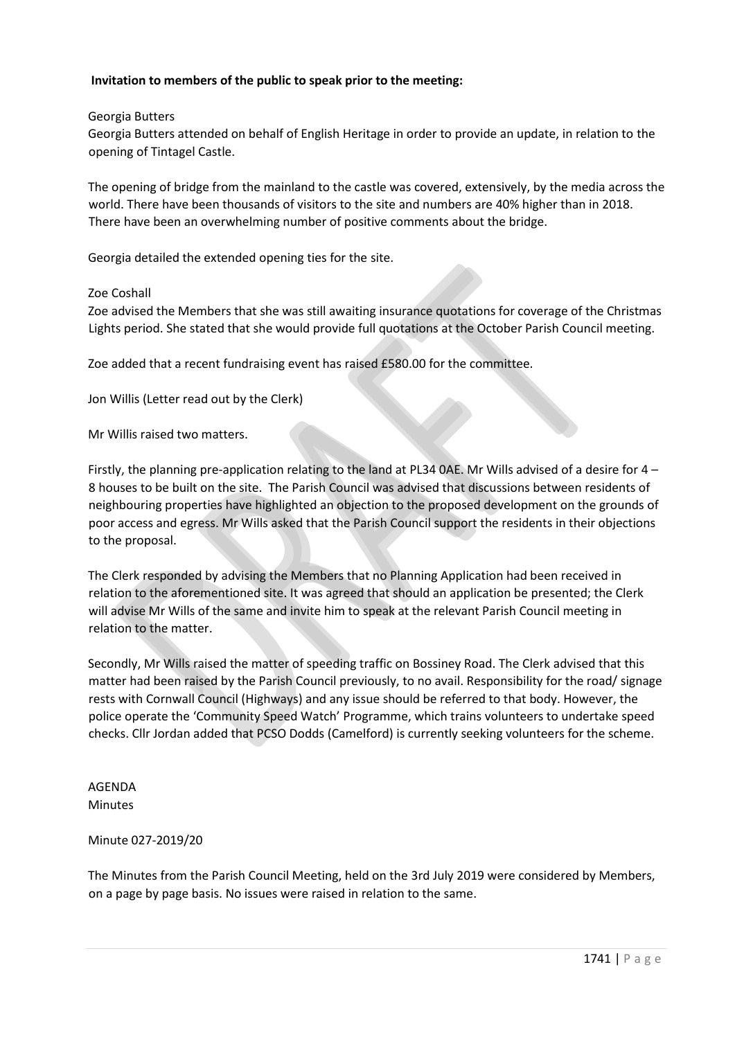**Invitation to members of the public to speak prior to the meeting:**

Georgia Butters

Georgia Butters attended on behalf of English Heritage in order to provide an update, in relation to the opening of Tintagel Castle.

The opening of bridge from the mainland to the castle was covered, extensively, by the media across the world. There have been thousands of visitors to the site and numbers are 40% higher than in 2018. There have been an overwhelming number of positive comments about the bridge.

Georgia detailed the extended opening ties for the site.

Zoe Coshall

Zoe advised the Members that she was still awaiting insurance quotations for coverage of the Christmas Lights period. She stated that she would provide full quotations at the October Parish Council meeting.

Zoe added that a recent fundraising event has raised £580.00 for the committee.

Jon Willis (Letter read out by the Clerk)

Mr Willis raised two matters.

Firstly, the planning pre-application relating to the land at PL34 0AE. Mr Wills advised of a desire for 4 – 8 houses to be built on the site. The Parish Council was advised that discussions between residents of neighbouring properties have highlighted an objection to the proposed development on the grounds of poor access and egress. Mr Wills asked that the Parish Council support the residents in their objections to the proposal.

The Clerk responded by advising the Members that no Planning Application had been received in relation to the aforementioned site. It was agreed that should an application be presented; the Clerk will advise Mr Wills of the same and invite him to speak at the relevant Parish Council meeting in relation to the matter.

Secondly, Mr Wills raised the matter of speeding traffic on Bossiney Road. The Clerk advised that this matter had been raised by the Parish Council previously, to no avail. Responsibility for the road/ signage rests with Cornwall Council (Highways) and any issue should be referred to that body. However, the police operate the 'Community Speed Watch' Programme, which trains volunteers to undertake speed checks. Cllr Jordan added that PCSO Dodds (Camelford) is currently seeking volunteers for the scheme.

AGENDA

Minutes

Minute 027-2019/20

The Minutes from the Parish Council Meeting, held on the 3rd July 2019 were considered by Members, on a page by page basis. No issues were raised in relation to the same.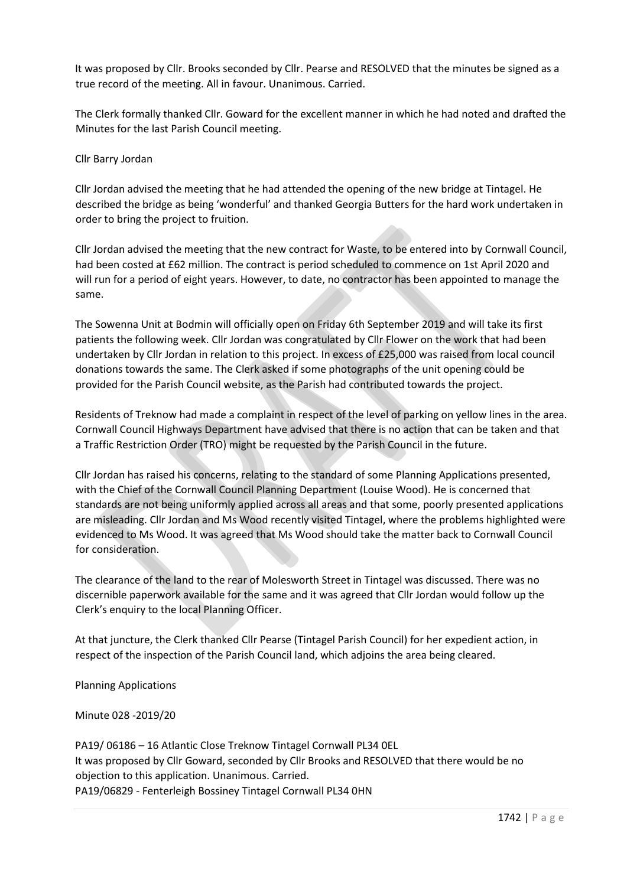It was proposed by Cllr. Brooks seconded by Cllr. Pearse and RESOLVED that the minutes be signed as a true record of the meeting. All in favour. Unanimous. Carried.

The Clerk formally thanked Cllr. Goward for the excellent manner in which he had noted and drafted the Minutes for the last Parish Council meeting.

Cllr Barry Jordan

Cllr Jordan advised the meeting that he had attended the opening of the new bridge at Tintagel. He described the bridge as being 'wonderful' and thanked Georgia Butters for the hard work undertaken in order to bring the project to fruition.

Cllr Jordan advised the meeting that the new contract for Waste, to be entered into by Cornwall Council, had been costed at £62 million. The contract is period scheduled to commence on 1st April 2020 and will run for a period of eight years. However, to date, no contractor has been appointed to manage the same.

The Sowenna Unit at Bodmin will officially open on Friday 6th September 2019 and will take its first patients the following week. Cllr Jordan was congratulated by Cllr Flower on the work that had been undertaken by Cllr Jordan in relation to this project. In excess of £25,000 was raised from local council donations towards the same. The Clerk asked if some photographs of the unit opening could be provided for the Parish Council website, as the Parish had contributed towards the project.

Residents of Treknow had made a complaint in respect of the level of parking on yellow lines in the area. Cornwall Council Highways Department have advised that there is no action that can be taken and that a Traffic Restriction Order (TRO) might be requested by the Parish Council in the future.

Cllr Jordan has raised his concerns, relating to the standard of some Planning Applications presented, with the Chief of the Cornwall Council Planning Department (Louise Wood). He is concerned that standards are not being uniformly applied across all areas and that some, poorly presented applications are misleading. Cllr Jordan and Ms Wood recently visited Tintagel, where the problems highlighted were evidenced to Ms Wood. It was agreed that Ms Wood should take the matter back to Cornwall Council for consideration.

The clearance of the land to the rear of Molesworth Street in Tintagel was discussed. There was no discernible paperwork available for the same and it was agreed that Cllr Jordan would follow up the Clerk's enquiry to the local Planning Officer.

At that juncture, the Clerk thanked Cllr Pearse (Tintagel Parish Council) for her expedient action, in respect of the inspection of the Parish Council land, which adjoins the area being cleared.

Planning Applications

Minute 028 -2019/20

PA19/ 06186 – 16 Atlantic Close Treknow Tintagel Cornwall PL34 0EL
It was proposed by Cllr Goward, seconded by Cllr Brooks and RESOLVED that there would be no objection to this application. Unanimous. Carried.
PA19/06829 - Fenterleigh Bossiney Tintagel Cornwall PL34 0HN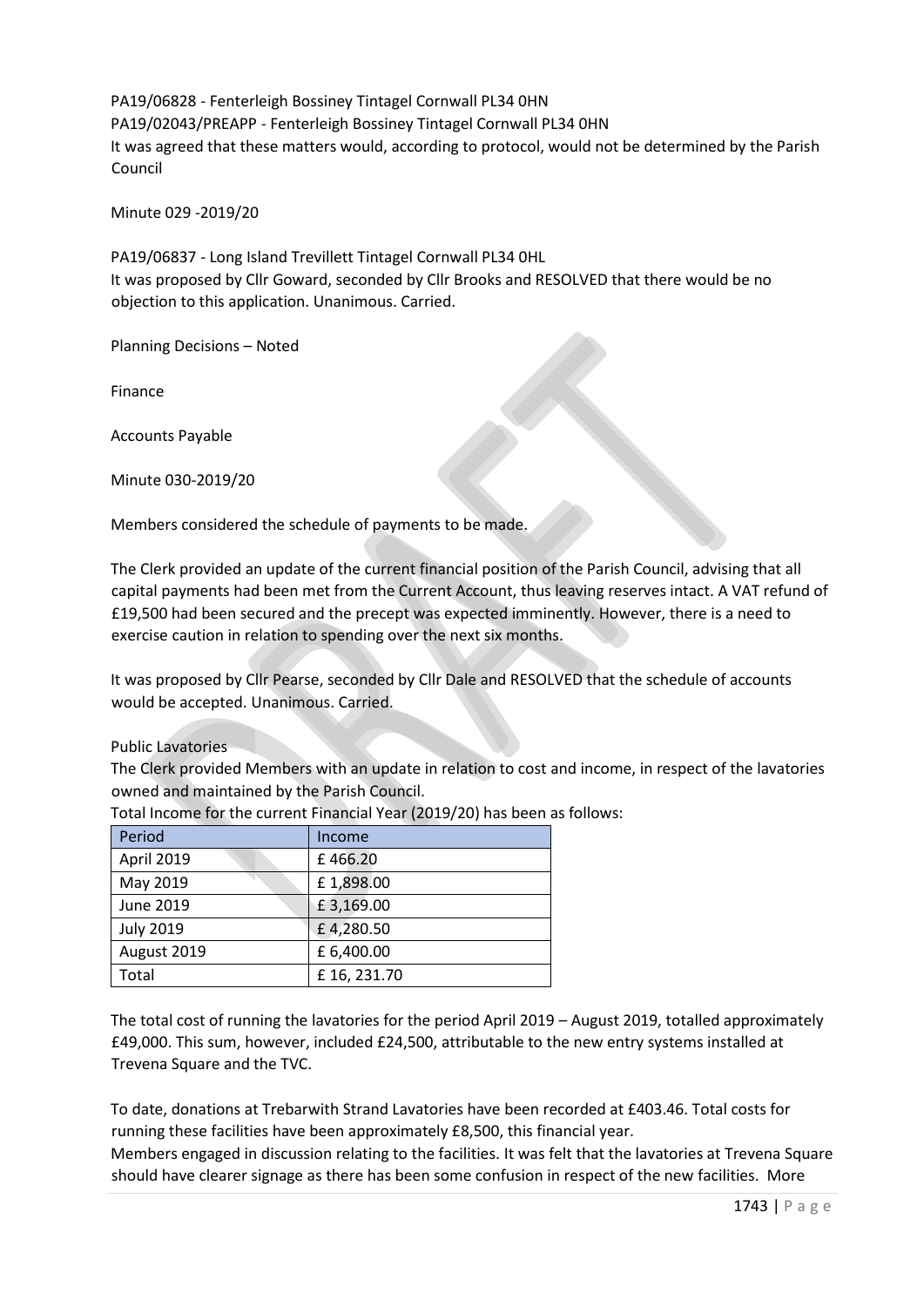PA19/06828 - Fenterleigh Bossiney Tintagel Cornwall PL34 0HN
PA19/02043/PREAPP - Fenterleigh Bossiney Tintagel Cornwall PL34 0HN
It was agreed that these matters would, according to protocol, would not be determined by the Parish Council

Minute 029 -2019/20

PA19/06837 - Long Island Trevillett Tintagel Cornwall PL34 0HL
It was proposed by Cllr Goward, seconded by Cllr Brooks and RESOLVED that there would be no objection to this application. Unanimous. Carried.

Planning Decisions – Noted

Finance

Accounts Payable

Minute 030-2019/20

Members considered the schedule of payments to be made.

The Clerk provided an update of the current financial position of the Parish Council, advising that all capital payments had been met from the Current Account, thus leaving reserves intact. A VAT refund of £19,500 had been secured and the precept was expected imminently. However, there is a need to exercise caution in relation to spending over the next six months.

It was proposed by Cllr Pearse, seconded by Cllr Dale and RESOLVED that the schedule of accounts would be accepted. Unanimous. Carried.

Public Lavatories
The Clerk provided Members with an update in relation to cost and income, in respect of the lavatories owned and maintained by the Parish Council.
Total Income for the current Financial Year (2019/20) has been as follows:

| Period | Income |
|---|---|
| April 2019 | £ 466.20 |
| May 2019 | £ 1,898.00 |
| June 2019 | £ 3,169.00 |
| July 2019 | £ 4,280.50 |
| August 2019 | £ 6,400.00 |
| Total | £ 16, 231.70 |

The total cost of running the lavatories for the period April 2019 – August 2019, totalled approximately £49,000. This sum, however, included £24,500, attributable to the new entry systems installed at Trevena Square and the TVC.

To date, donations at Trebarwith Strand Lavatories have been recorded at £403.46. Total costs for running these facilities have been approximately £8,500, this financial year.
Members engaged in discussion relating to the facilities. It was felt that the lavatories at Trevena Square should have clearer signage as there has been some confusion in respect of the new facilities. More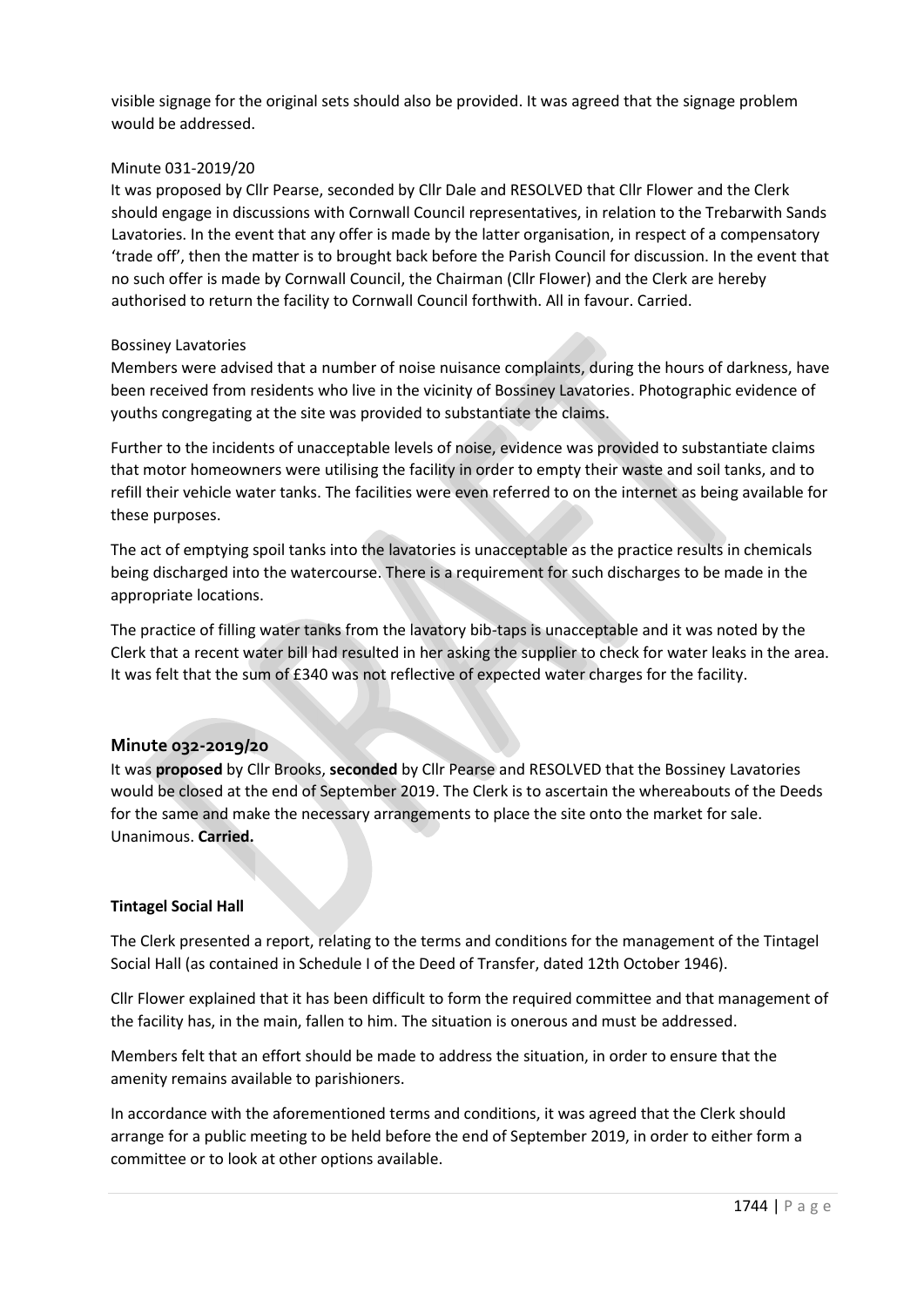visible signage for the original sets should also be provided. It was agreed that the signage problem would be addressed.

Minute 031-2019/20

It was proposed by Cllr Pearse, seconded by Cllr Dale and RESOLVED that Cllr Flower and the Clerk should engage in discussions with Cornwall Council representatives, in relation to the Trebarwith Sands Lavatories. In the event that any offer is made by the latter organisation, in respect of a compensatory 'trade off', then the matter is to brought back before the Parish Council for discussion. In the event that no such offer is made by Cornwall Council, the Chairman (Cllr Flower) and the Clerk are hereby authorised to return the facility to Cornwall Council forthwith. All in favour. Carried.

Bossiney Lavatories

Members were advised that a number of noise nuisance complaints, during the hours of darkness, have been received from residents who live in the vicinity of Bossiney Lavatories. Photographic evidence of youths congregating at the site was provided to substantiate the claims.

Further to the incidents of unacceptable levels of noise, evidence was provided to substantiate claims that motor homeowners were utilising the facility in order to empty their waste and soil tanks, and to refill their vehicle water tanks. The facilities were even referred to on the internet as being available for these purposes.

The act of emptying spoil tanks into the lavatories is unacceptable as the practice results in chemicals being discharged into the watercourse. There is a requirement for such discharges to be made in the appropriate locations.

The practice of filling water tanks from the lavatory bib-taps is unacceptable and it was noted by the Clerk that a recent water bill had resulted in her asking the supplier to check for water leaks in the area. It was felt that the sum of £340 was not reflective of expected water charges for the facility.

## Minute 032-2019/20

It was **proposed** by Cllr Brooks, **seconded** by Cllr Pearse and RESOLVED that the Bossiney Lavatories would be closed at the end of September 2019. The Clerk is to ascertain the whereabouts of the Deeds for the same and make the necessary arrangements to place the site onto the market for sale. Unanimous. **Carried.**

**Tintagel Social Hall**

The Clerk presented a report, relating to the terms and conditions for the management of the Tintagel Social Hall (as contained in Schedule I of the Deed of Transfer, dated 12th October 1946).

Cllr Flower explained that it has been difficult to form the required committee and that management of the facility has, in the main, fallen to him. The situation is onerous and must be addressed.

Members felt that an effort should be made to address the situation, in order to ensure that the amenity remains available to parishioners.

In accordance with the aforementioned terms and conditions, it was agreed that the Clerk should arrange for a public meeting to be held before the end of September 2019, in order to either form a committee or to look at other options available.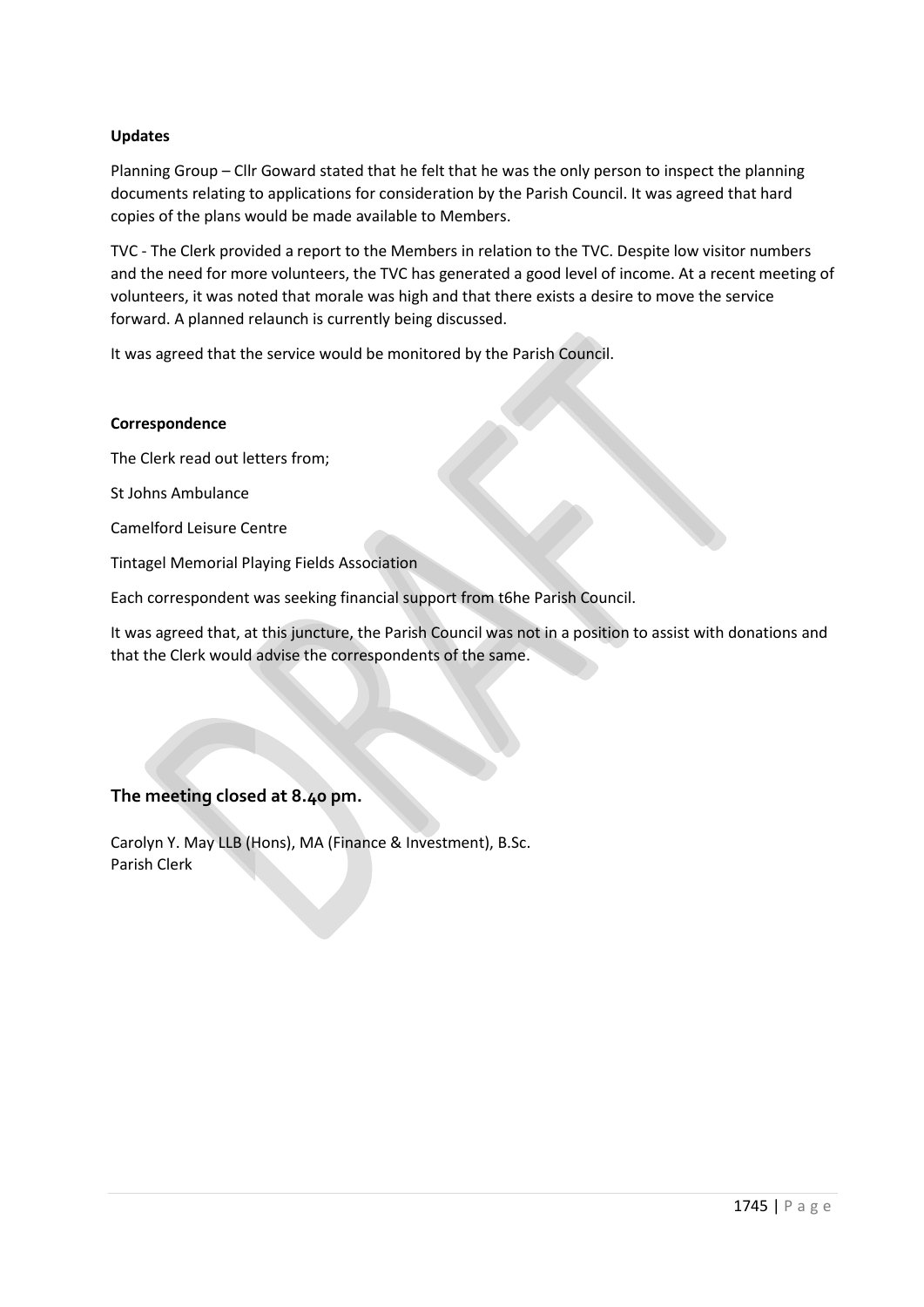**Updates**

Planning Group – Cllr Goward stated that he felt that he was the only person to inspect the planning documents relating to applications for consideration by the Parish Council. It was agreed that hard copies of the plans would be made available to Members.

TVC - The Clerk provided a report to the Members in relation to the TVC. Despite low visitor numbers and the need for more volunteers, the TVC has generated a good level of income. At a recent meeting of volunteers, it was noted that morale was high and that there exists a desire to move the service forward. A planned relaunch is currently being discussed.

It was agreed that the service would be monitored by the Parish Council.

**Correspondence**

The Clerk read out letters from;

St Johns Ambulance

Camelford Leisure Centre

Tintagel Memorial Playing Fields Association

Each correspondent was seeking financial support from t6he Parish Council.

It was agreed that, at this juncture, the Parish Council was not in a position to assist with donations and that the Clerk would advise the correspondents of the same.

## The meeting closed at 8.40 pm.

Carolyn Y. May LLB (Hons), MA (Finance & Investment), B.Sc.
Parish Clerk